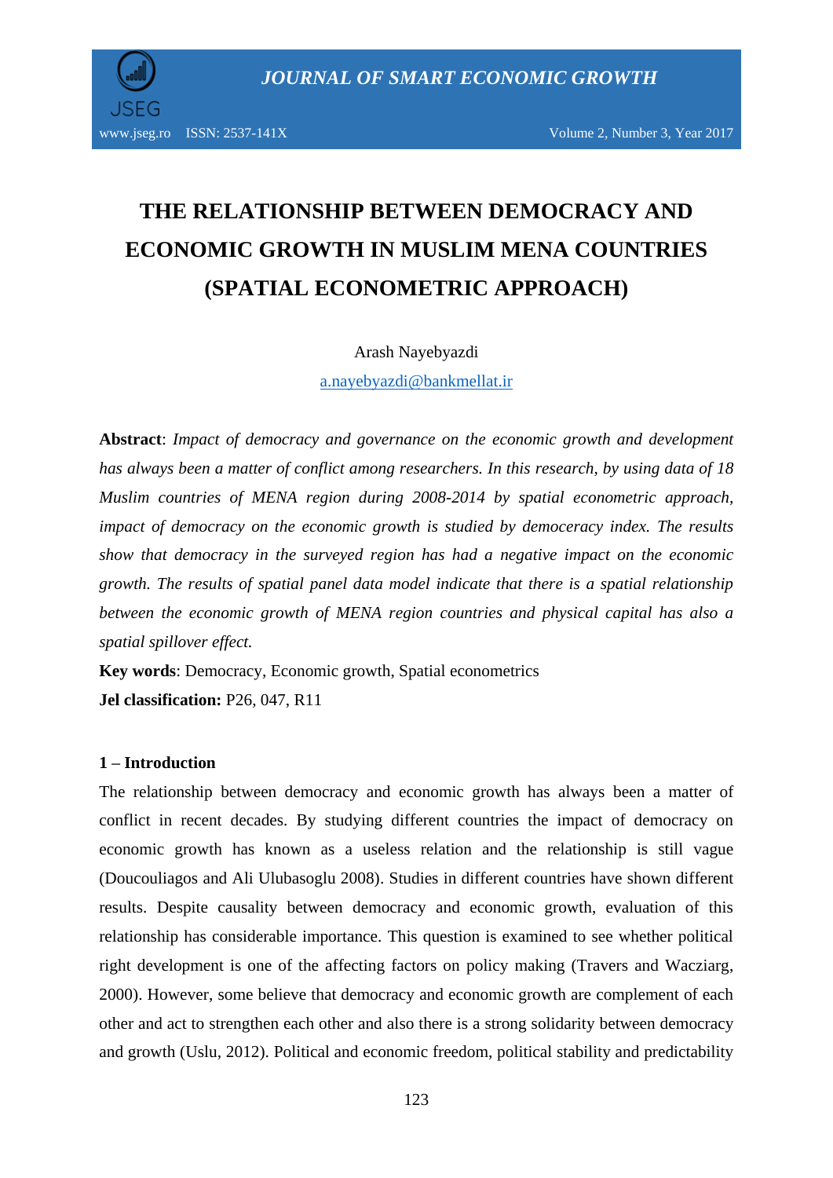# THE RELATIONSHIP BETWEEN DEMOCRACY AND ECONOMIC GROWTH IN MUSLIM MENA COUNTRIES (SPATIAL ECONOMETRIC APPROACH)

Arash Nayebyazdi

a.nayebyazdi@bankmellat.ir

**Abstract**: *Impact of democracy and governance on the economic growth and development has always been a matter of conflict among researchers. In this research, by using data of 18 Muslim countries of MENA region during 2008-2014 by spatial econometric approach, impact of democracy on the economic growth is studied by demoderacy index. The results show that democracy in the surveyed region has had a negative impact on the economic growth. The results of spatial panel data model indicate that there is a spatial relationship between the economic growth of MENA region countries and physical capital has also a spatial spillover effect.*

**Key words**: Democracy, Economic growth, Spatial econometrics

**Jel classification:** P26, 047, R11

## 1 – Introduction

The relationship between democracy and economic growth has always been a matter of conflict in recent decades. By studying different countries the impact of democracy on economic growth has known as a useless relation and the relationship is still vague (Doucouliagos and Ali Ulubasoglu 2008). Studies in different countries have shown different results. Despite causality between democracy and economic growth, evaluation of this relationship has considerable importance. This question is examined to see whether political right development is one of the affecting factors on policy making (Travers and Wacziarg, 2000). However, some believe that democracy and economic growth are complement of each other and act to strengthen each other and also there is a strong solidarity between democracy and growth (Uslu, 2012). Political and economic freedom, political stability and predictability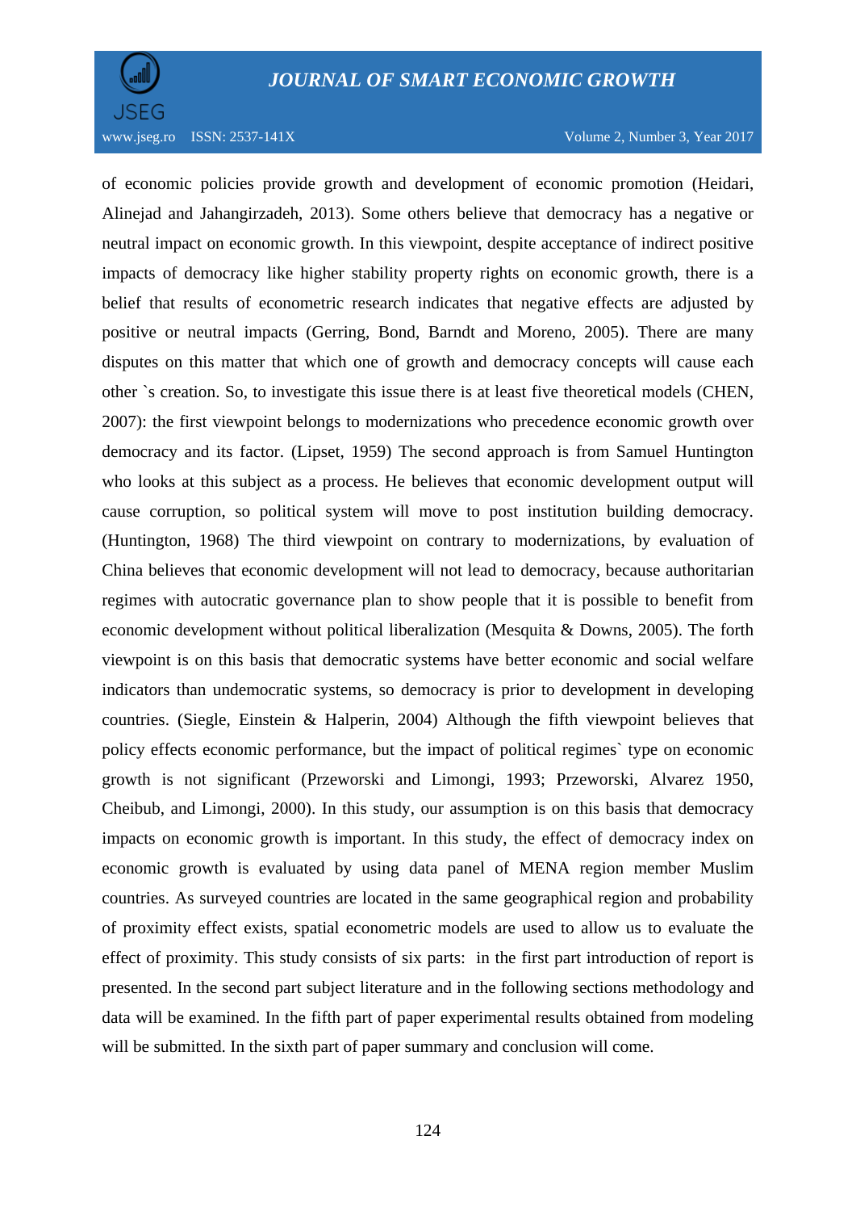of economic policies provide growth and development of economic promotion (Heidari, Alinejad and Jahangirzadeh, 2013). Some others believe that democracy has a negative or neutral impact on economic growth. In this viewpoint, despite acceptance of indirect positive impacts of democracy like higher stability property rights on economic growth, there is a belief that results of econometric research indicates that negative effects are adjusted by positive or neutral impacts (Gerring, Bond, Barndt and Moreno, 2005). There are many disputes on this matter that which one of growth and democracy concepts will cause each other `s creation. So, to investigate this issue there is at least five theoretical models (CHEN, 2007): the first viewpoint belongs to modernizations who precedence economic growth over democracy and its factor. (Lipset, 1959) The second approach is from Samuel Huntington who looks at this subject as a process. He believes that economic development output will cause corruption, so political system will move to post institution building democracy. (Huntington, 1968) The third viewpoint on contrary to modernizations, by evaluation of China believes that economic development will not lead to democracy, because authoritarian regimes with autocratic governance plan to show people that it is possible to benefit from economic development without political liberalization (Mesquita & Downs, 2005). The forth viewpoint is on this basis that democratic systems have better economic and social welfare indicators than undemocratic systems, so democracy is prior to development in developing countries. (Siegle, Einstein & Halperin, 2004) Although the fifth viewpoint believes that policy effects economic performance, but the impact of political regimes` type on economic growth is not significant (Przeworski and Limongi, 1993; Przeworski, Alvarez 1950, Cheibub, and Limongi, 2000). In this study, our assumption is on this basis that democracy impacts on economic growth is important. In this study, the effect of democracy index on economic growth is evaluated by using data panel of MENA region member Muslim countries. As surveyed countries are located in the same geographical region and probability of proximity effect exists, spatial econometric models are used to allow us to evaluate the effect of proximity. This study consists of six parts: in the first part introduction of report is presented. In the second part subject literature and in the following sections methodology and data will be examined. In the fifth part of paper experimental results obtained from modeling will be submitted. In the sixth part of paper summary and conclusion will come.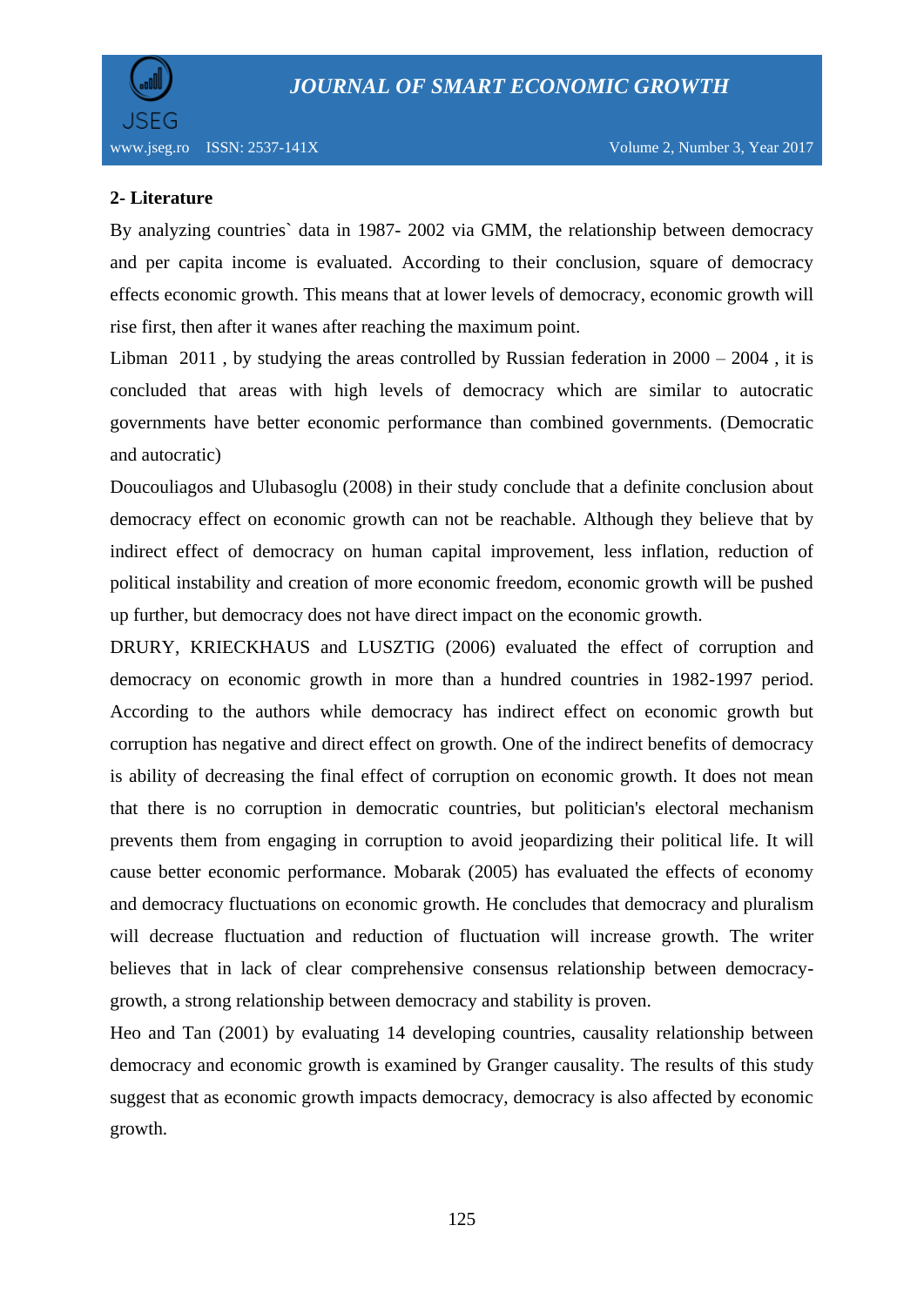## 2- Literature

By analyzing countries` data in 1987- 2002 via GMM, the relationship between democracy and per capita income is evaluated. According to their conclusion, square of democracy effects economic growth. This means that at lower levels of democracy, economic growth will rise first, then after it wanes after reaching the maximum point.

Libman 2011 , by studying the areas controlled by Russian federation in 2000 – 2004 , it is concluded that areas with high levels of democracy which are similar to autocratic governments have better economic performance than combined governments. (Democratic and autocratic)

Doucouliagos and Ulubasoglu (2008) in their study conclude that a definite conclusion about democracy effect on economic growth can not be reachable. Although they believe that by indirect effect of democracy on human capital improvement, less inflation, reduction of political instability and creation of more economic freedom, economic growth will be pushed up further, but democracy does not have direct impact on the economic growth.

DRURY, KRIECKHAUS and LUSZTIG (2006) evaluated the effect of corruption and democracy on economic growth in more than a hundred countries in 1982-1997 period. According to the authors while democracy has indirect effect on economic growth but corruption has negative and direct effect on growth. One of the indirect benefits of democracy is ability of decreasing the final effect of corruption on economic growth. It does not mean that there is no corruption in democratic countries, but politician's electoral mechanism prevents them from engaging in corruption to avoid jeopardizing their political life. It will cause better economic performance. Mobarak (2005) has evaluated the effects of economy and democracy fluctuations on economic growth. He concludes that democracy and pluralism will decrease fluctuation and reduction of fluctuation will increase growth. The writer believes that in lack of clear comprehensive consensus relationship between democracy-growth, a strong relationship between democracy and stability is proven.

Heo and Tan (2001) by evaluating 14 developing countries, causality relationship between democracy and economic growth is examined by Granger causality. The results of this study suggest that as economic growth impacts democracy, democracy is also affected by economic growth.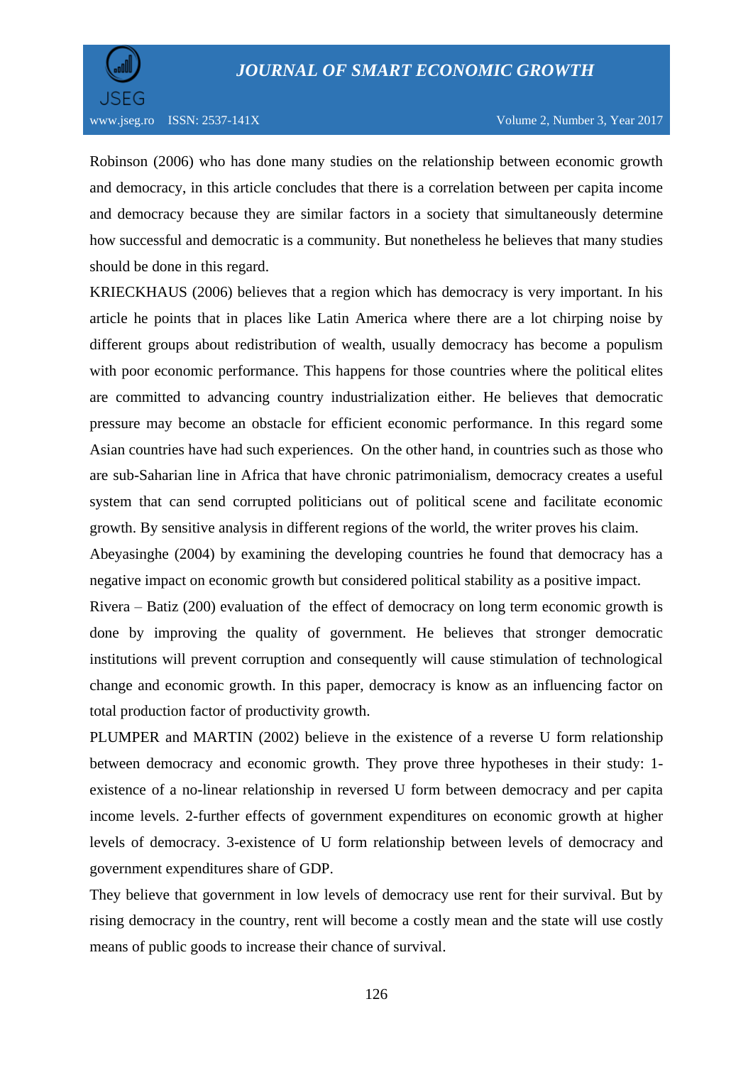Robinson (2006) who has done many studies on the relationship between economic growth and democracy, in this article concludes that there is a correlation between per capita income and democracy because they are similar factors in a society that simultaneously determine how successful and democratic is a community. But nonetheless he believes that many studies should be done in this regard.

KRIECKHAUS (2006) believes that a region which has democracy is very important. In his article he points that in places like Latin America where there are a lot chirping noise by different groups about redistribution of wealth, usually democracy has become a populism with poor economic performance. This happens for those countries where the political elites are committed to advancing country industrialization either. He believes that democratic pressure may become an obstacle for efficient economic performance. In this regard some Asian countries have had such experiences. On the other hand, in countries such as those who are sub-Saharian line in Africa that have chronic patrimonialism, democracy creates a useful system that can send corrupted politicians out of political scene and facilitate economic growth. By sensitive analysis in different regions of the world, the writer proves his claim.

Abeyasinghe (2004) by examining the developing countries he found that democracy has a negative impact on economic growth but considered political stability as a positive impact.

Rivera – Batiz (200) evaluation of the effect of democracy on long term economic growth is done by improving the quality of government. He believes that stronger democratic institutions will prevent corruption and consequently will cause stimulation of technological change and economic growth. In this paper, democracy is know as an influencing factor on total production factor of productivity growth.

PLUMPER and MARTIN (2002) believe in the existence of a reverse U form relationship between democracy and economic growth. They prove three hypotheses in their study: 1-existence of a no-linear relationship in reversed U form between democracy and per capita income levels. 2-further effects of government expenditures on economic growth at higher levels of democracy. 3-existence of U form relationship between levels of democracy and government expenditures share of GDP.

They believe that government in low levels of democracy use rent for their survival. But by rising democracy in the country, rent will become a costly mean and the state will use costly means of public goods to increase their chance of survival.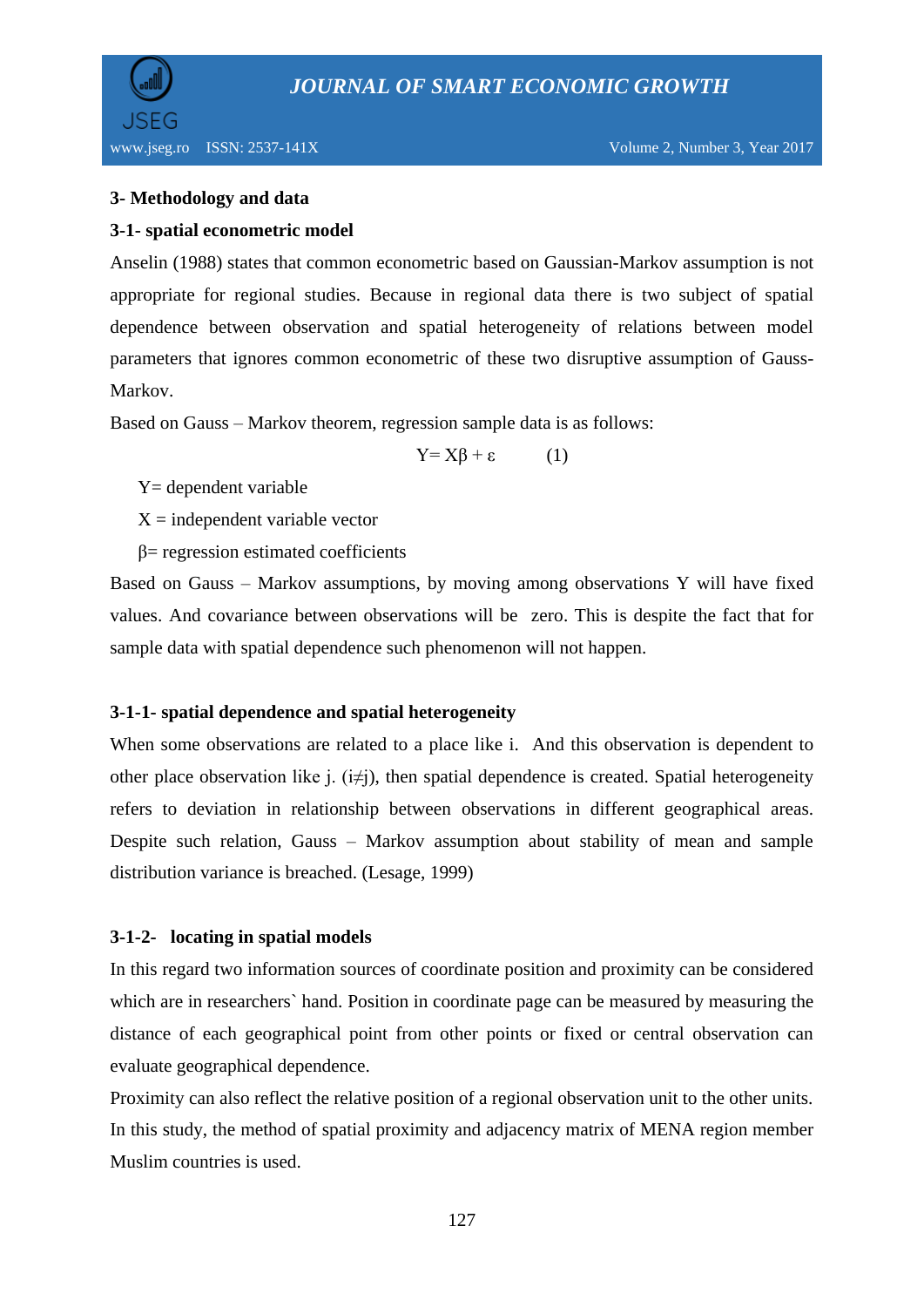### 3- Methodology and data

### 3-1- spatial econometric model

Anselin (1988) states that common econometric based on Gaussian-Markov assumption is not appropriate for regional studies. Because in regional data there is two subject of spatial dependence between observation and spatial heterogeneity of relations between model parameters that ignores common econometric of these two disruptive assumption of Gauss-Markov.

Based on Gauss – Markov theorem, regression sample data is as follows:

$$Y = X\beta + \varepsilon \qquad (1)$$

Y= dependent variable

X = independent variable vector

β= regression estimated coefficients

Based on Gauss – Markov assumptions, by moving among observations Y will have fixed values. And covariance between observations will be zero. This is despite the fact that for sample data with spatial dependence such phenomenon will not happen.

#### 3-1-1- spatial dependence and spatial heterogeneity

When some observations are related to a place like i. And this observation is dependent to other place observation like j. ($i \neq j$), then spatial dependence is created. Spatial heterogeneity refers to deviation in relationship between observations in different geographical areas. Despite such relation, Gauss – Markov assumption about stability of mean and sample distribution variance is breached. (Lesage, 1999)

#### 3-1-2- locating in spatial models

In this regard two information sources of coordinate position and proximity can be considered which are in researchers` hand. Position in coordinate page can be measured by measuring the distance of each geographical point from other points or fixed or central observation can evaluate geographical dependence.

Proximity can also reflect the relative position of a regional observation unit to the other units. In this study, the method of spatial proximity and adjacency matrix of MENA region member Muslim countries is used.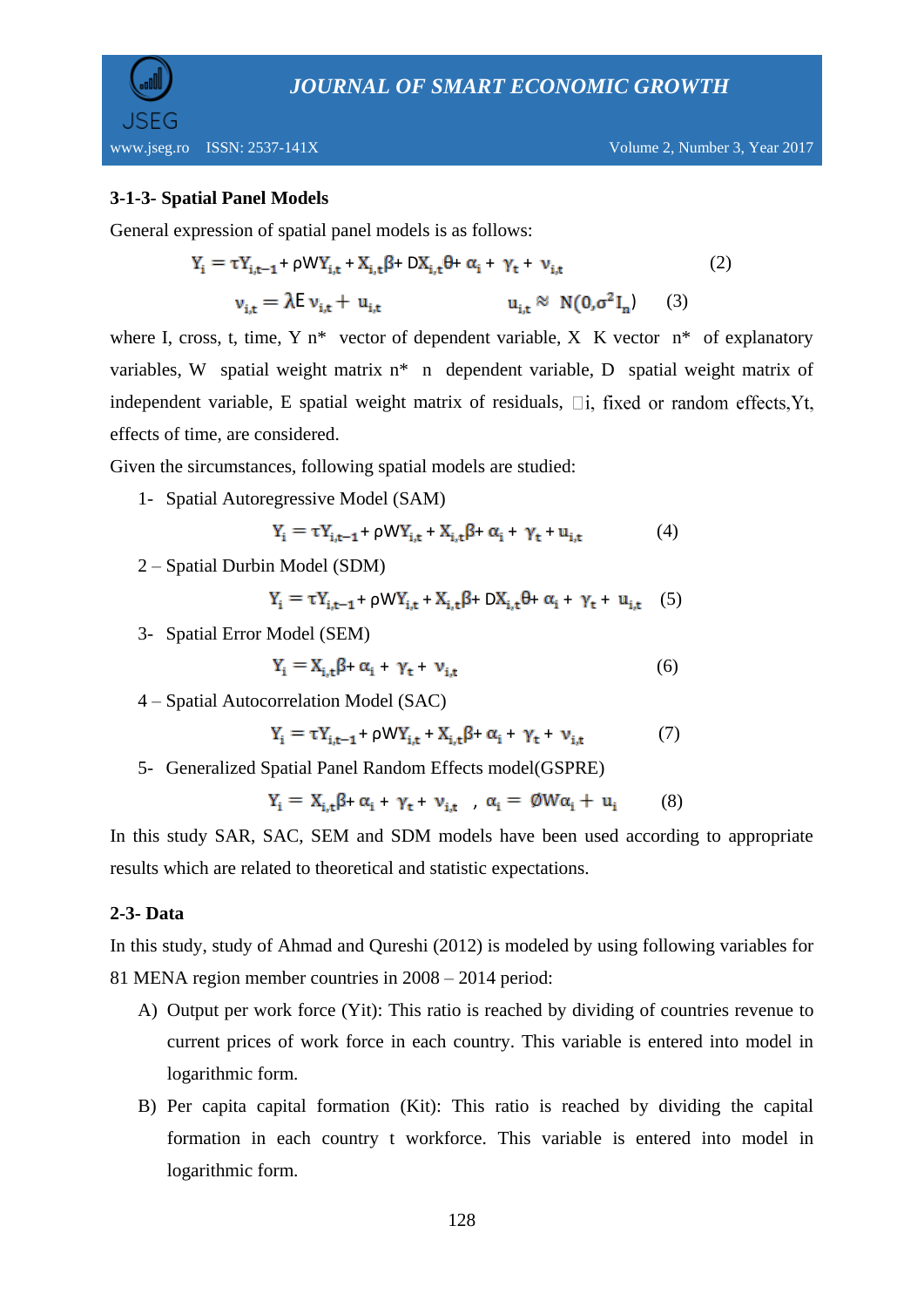### 3-1-3- Spatial Panel Models

General expression of spatial panel models is as follows:

$$Y_i = \tau Y_{i,t-1} + \rho W Y_{i,t} + X_{i,t}\beta + D X_{i,t}\theta + \alpha_i + \gamma_t + \nu_{i,t} \quad (2)$$

$$\nu_{i,t} = \lambda E\, \nu_{i,t} + u_{i,t} \qquad u_{i,t} \approx N(0, \sigma^2 I_n) \quad (3)$$

where I, cross, t, time, Y n* vector of dependent variable, X K vector n* of explanatory variables, W spatial weight matrix n* n dependent variable, D spatial weight matrix of independent variable, E spatial weight matrix of residuals, i, fixed or random effects,Yt, effects of time, are considered.

Given the sircumstances, following spatial models are studied:

1- Spatial Autoregressive Model (SAM)

$$Y_i = \tau Y_{i,t-1} + \rho W Y_{i,t} + X_{i,t}\beta + \alpha_i + \gamma_t + u_{i,t} \quad (4)$$

2 – Spatial Durbin Model (SDM)

$$Y_i = \tau Y_{i,t-1} + \rho W Y_{i,t} + X_{i,t}\beta + D X_{i,t}\theta + \alpha_i + \gamma_t + u_{i,t} \quad (5)$$

3- Spatial Error Model (SEM)

$$Y_i = X_{i,t}\beta + \alpha_i + \gamma_t + \nu_{i,t} \quad (6)$$

4 – Spatial Autocorrelation Model (SAC)

$$Y_i = \tau Y_{i,t-1} + \rho W Y_{i,t} + X_{i,t}\beta + \alpha_i + \gamma_t + \nu_{i,t} \quad (7)$$

5- Generalized Spatial Panel Random Effects model(GSPRE)

$$Y_i = X_{i,t}\beta + \alpha_i + \gamma_t + \nu_{i,t} \ , \ \alpha_i = \emptyset W \alpha_i + u_i \quad (8)$$

In this study SAR, SAC, SEM and SDM models have been used according to appropriate results which are related to theoretical and statistic expectations.

### 2-3- Data

In this study, study of Ahmad and Qureshi (2012) is modeled by using following variables for 81 MENA region member countries in 2008 – 2014 period:

A) Output per work force (Yit): This ratio is reached by dividing of countries revenue to current prices of work force in each country. This variable is entered into model in logarithmic form.

B) Per capita capital formation (Kit): This ratio is reached by dividing the capital formation in each country t workforce. This variable is entered into model in logarithmic form.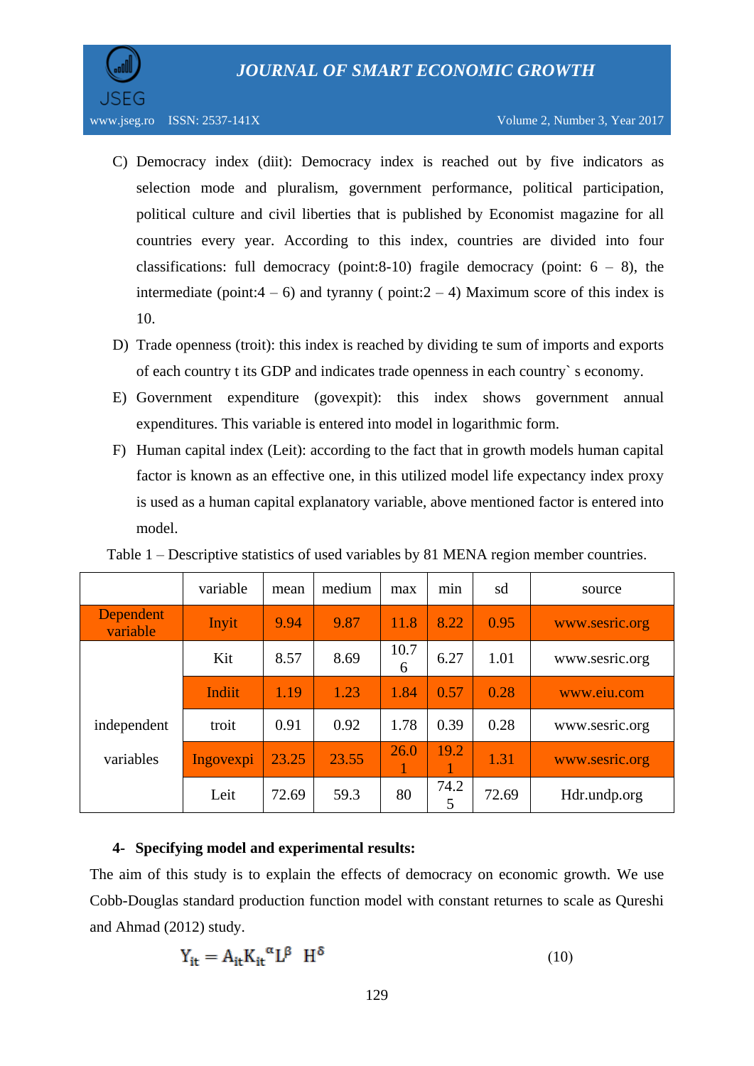C) Democracy index (diit): Democracy index is reached out by five indicators as selection mode and pluralism, government performance, political participation, political culture and civil liberties that is published by Economist magazine for all countries every year. According to this index, countries are divided into four classifications: full democracy (point:8-10) fragile democracy (point: 6 – 8), the intermediate (point:4 – 6) and tyranny ( point:2 – 4) Maximum score of this index is 10.

D) Trade openness (troit): this index is reached by dividing te sum of imports and exports of each country t its GDP and indicates trade openness in each country` s economy.

E) Government expenditure (govexpit): this index shows government annual expenditures. This variable is entered into model in logarithmic form.

F) Human capital index (Leit): according to the fact that in growth models human capital factor is known as an effective one, in this utilized model life expectancy index proxy is used as a human capital explanatory variable, above mentioned factor is entered into model.

Table 1 – Descriptive statistics of used variables by 81 MENA region member countries.

| | variable | mean | medium | max | min | sd | source |
|---|---|---|---|---|---|---|---|
| Dependent variable | lnyit | 9.94 | 9.87 | 11.8 | 8.22 | 0.95 | www.sesric.org |
| independent variables | Kit | 8.57 | 8.69 | 10.76 | 6.27 | 1.01 | www.sesric.org |
| | lndiit | 1.19 | 1.23 | 1.84 | 0.57 | 0.28 | www.eiu.com |
| | troit | 0.91 | 0.92 | 1.78 | 0.39 | 0.28 | www.sesric.org |
| | lngovexpi | 23.25 | 23.55 | 26.01 | 19.21 | 1.31 | www.sesric.org |
| | Leit | 72.69 | 59.3 | 80 | 74.25 | 72.69 | Hdr.undp.org |

#### 4- Specifying model and experimental results:

The aim of this study is to explain the effects of democracy on economic growth. We use Cobb-Douglas standard production function model with constant returnes to scale as Qureshi and Ahmad (2012) study.

$$Y_{it} = A_{it} K_{it}^{\alpha} L^{\beta} \ H^{\delta} \tag{10}$$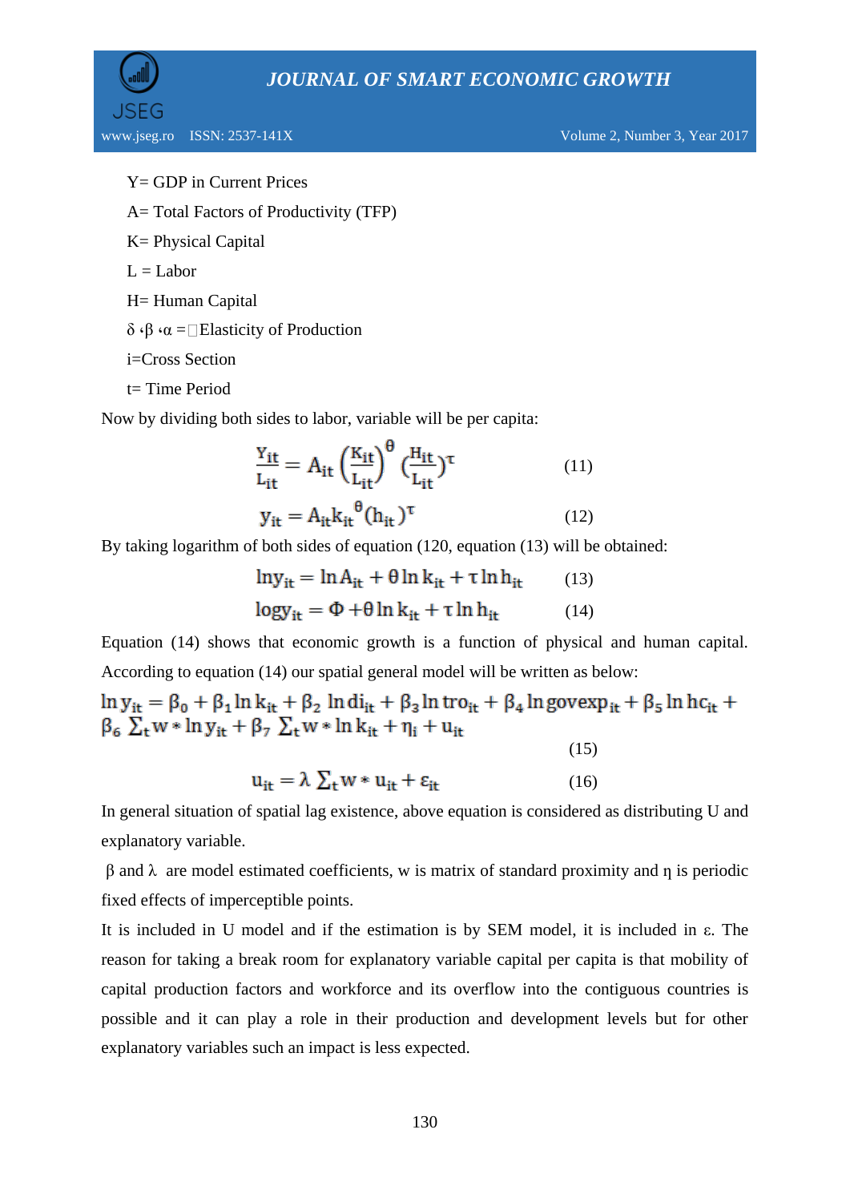Y= GDP in Current Prices

A= Total Factors of Productivity (TFP)

K= Physical Capital

L = Labor

H= Human Capital

δ ،β ،α = Elasticity of Production

i=Cross Section

t= Time Period

Now by dividing both sides to labor, variable will be per capita:

$$\frac{Y_{it}}{L_{it}} = A_{it}\left(\frac{K_{it}}{L_{it}}\right)^{\theta}\left(\frac{H_{it}}{L_{it}}\right)^{\tau} \quad (11)$$

$$y_{it} = A_{it}k_{it}^{\theta}(h_{it})^{\tau} \quad (12)$$

By taking logarithm of both sides of equation (120, equation (13) will be obtained:

$$\ln y_{it} = \ln A_{it} + \theta \ln k_{it} + \tau \ln h_{it} \quad (13)$$

$$\log y_{it} = \Phi + \theta \ln k_{it} + \tau \ln h_{it} \quad (14)$$

Equation (14) shows that economic growth is a function of physical and human capital. According to equation (14) our spatial general model will be written as below:

$$\ln y_{it} = \beta_0 + \beta_1 \ln k_{it} + \beta_2 \ln di_{it} + \beta_3 \ln tro_{it} + \beta_4 \ln govexp_{it} + \beta_5 \ln hc_{it} + \beta_6 \sum_t w * \ln y_{it} + \beta_7 \sum_t w * \ln k_{it} + \eta_i + u_{it} \quad (15)$$

$$u_{it} = \lambda \sum_t w * u_{it} + \varepsilon_{it} \quad (16)$$

In general situation of spatial lag existence, above equation is considered as distributing U and explanatory variable.

β and λ are model estimated coefficients, w is matrix of standard proximity and η is periodic fixed effects of imperceptible points.

It is included in U model and if the estimation is by SEM model, it is included in ε. The reason for taking a break room for explanatory variable capital per capita is that mobility of capital production factors and workforce and its overflow into the contiguous countries is possible and it can play a role in their production and development levels but for other explanatory variables such an impact is less expected.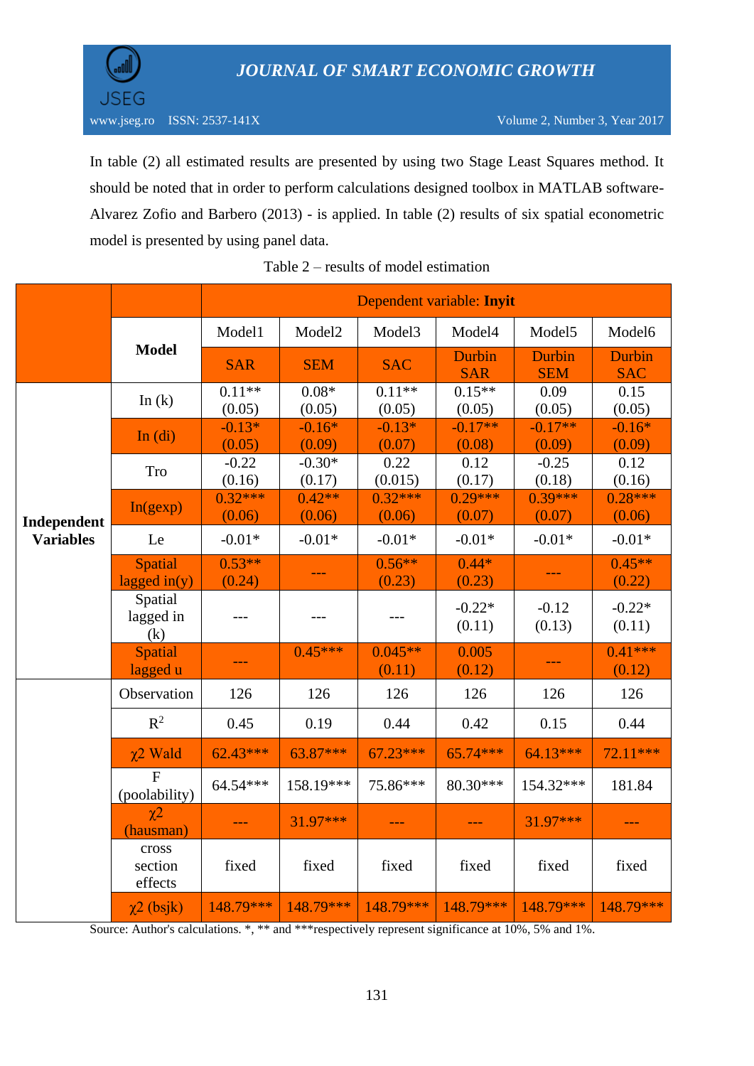In table (2) all estimated results are presented by using two Stage Least Squares method. It should be noted that in order to perform calculations designed toolbox in MATLAB software- Alvarez Zofio and Barbero (2013) - is applied. In table (2) results of six spatial econometric model is presented by using panel data.

Table 2 – results of model estimation

| | | Dependent variable: **Inyit** | | | | | |
|---|---|---|---|---|---|---|---|
| | **Model** | Model1 | Model2 | Model3 | Model4 | Model5 | Model6 |
| | | SAR | SEM | SAC | Durbin SAR | Durbin SEM | Durbin SAC |
| **Independent Variables** | In (k) | 0.11** (0.05) | 0.08* (0.05) | 0.11** (0.05) | 0.15** (0.05) | 0.09 (0.05) | 0.15 (0.05) |
| | In (di) | -0.13* (0.05) | -0.16* (0.09) | -0.13* (0.07) | -0.17** (0.08) | -0.17** (0.09) | -0.16* (0.09) |
| | Tro | -0.22 (0.16) | -0.30* (0.17) | 0.22 (0.015) | 0.12 (0.17) | -0.25 (0.18) | 0.12 (0.16) |
| | In(gexp) | 0.32*** (0.06) | 0.42** (0.06) | 0.32*** (0.06) | 0.29*** (0.07) | 0.39*** (0.07) | 0.28*** (0.06) |
| | Le | -0.01* | -0.01* | -0.01* | -0.01* | -0.01* | -0.01* |
| | Spatial lagged in(y) | 0.53** (0.24) | --- | 0.56** (0.23) | 0.44* (0.23) | --- | 0.45** (0.22) |
| | Spatial lagged in (k) | --- | --- | --- | -0.22* (0.11) | -0.12 (0.13) | -0.22* (0.11) |
| | Spatial lagged u | --- | 0.45*** | 0.045** (0.11) | 0.005 (0.12) | --- | 0.41*** (0.12) |
| | Observation | 126 | 126 | 126 | 126 | 126 | 126 |
| | $R^2$ | 0.45 | 0.19 | 0.44 | 0.42 | 0.15 | 0.44 |
| | $\chi2$ Wald | 62.43*** | 63.87*** | 67.23*** | 65.74*** | 64.13*** | 72.11*** |
| | F (poolability) | 64.54*** | 158.19*** | 75.86*** | 80.30*** | 154.32*** | 181.84 |
| | $\chi2$ (hausman) | --- | 31.97*** | --- | --- | 31.97*** | --- |
| | cross section effects | fixed | fixed | fixed | fixed | fixed | fixed |
| | $\chi2$ (bsjk) | 148.79*** | 148.79*** | 148.79*** | 148.79*** | 148.79*** | 148.79*** |

Source: Author's calculations. *, ** and ***respectively represent significance at 10%, 5% and 1%.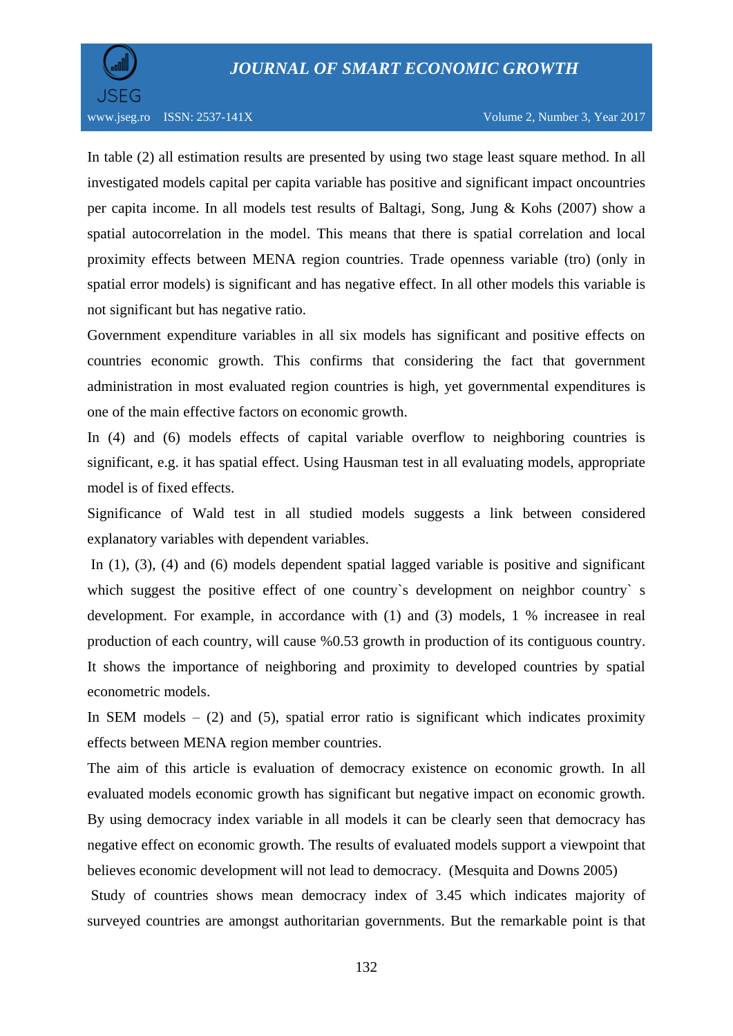In table (2) all estimation results are presented by using two stage least square method. In all investigated models capital per capita variable has positive and significant impact oncountries per capita income. In all models test results of Baltagi, Song, Jung & Kohs (2007) show a spatial autocorrelation in the model. This means that there is spatial correlation and local proximity effects between MENA region countries. Trade openness variable (tro) (only in spatial error models) is significant and has negative effect. In all other models this variable is not significant but has negative ratio.

Government expenditure variables in all six models has significant and positive effects on countries economic growth. This confirms that considering the fact that government administration in most evaluated region countries is high, yet governmental expenditures is one of the main effective factors on economic growth.

In (4) and (6) models effects of capital variable overflow to neighboring countries is significant, e.g. it has spatial effect. Using Hausman test in all evaluating models, appropriate model is of fixed effects.

Significance of Wald test in all studied models suggests a link between considered explanatory variables with dependent variables.

In (1), (3), (4) and (6) models dependent spatial lagged variable is positive and significant which suggest the positive effect of one country`s development on neighbor country` s development. For example, in accordance with (1) and (3) models, 1 % increasee in real production of each country, will cause %0.53 growth in production of its contiguous country. It shows the importance of neighboring and proximity to developed countries by spatial econometric models.

In SEM models – (2) and (5), spatial error ratio is significant which indicates proximity effects between MENA region member countries.

The aim of this article is evaluation of democracy existence on economic growth. In all evaluated models economic growth has significant but negative impact on economic growth. By using democracy index variable in all models it can be clearly seen that democracy has negative effect on economic growth. The results of evaluated models support a viewpoint that believes economic development will not lead to democracy. (Mesquita and Downs 2005)

Study of countries shows mean democracy index of 3.45 which indicates majority of surveyed countries are amongst authoritarian governments. But the remarkable point is that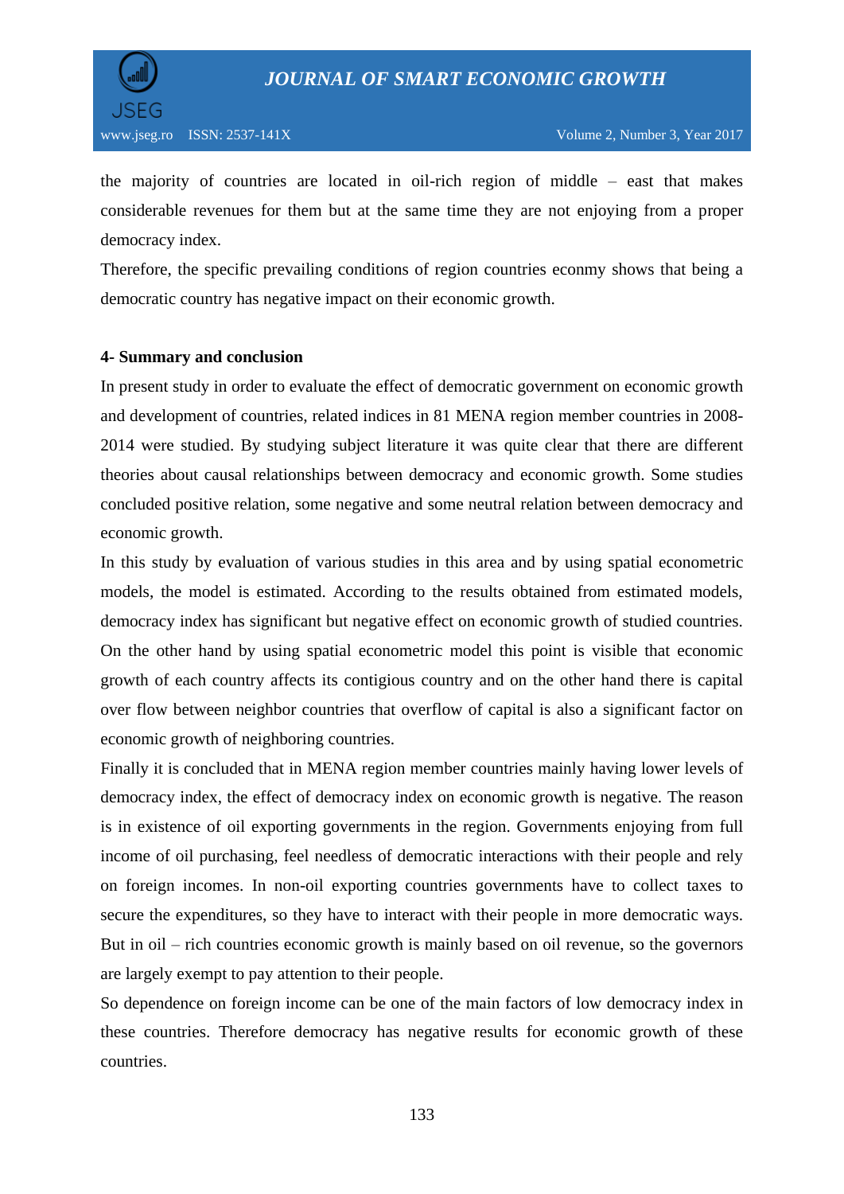the majority of countries are located in oil-rich region of middle – east that makes considerable revenues for them but at the same time they are not enjoying from a proper democracy index.

Therefore, the specific prevailing conditions of region countries econmy shows that being a democratic country has negative impact on their economic growth.

**4- Summary and conclusion**

In present study in order to evaluate the effect of democratic government on economic growth and development of countries, related indices in 81 MENA region member countries in 2008-2014 were studied. By studying subject literature it was quite clear that there are different theories about causal relationships between democracy and economic growth. Some studies concluded positive relation, some negative and some neutral relation between democracy and economic growth.

In this study by evaluation of various studies in this area and by using spatial econometric models, the model is estimated. According to the results obtained from estimated models, democracy index has significant but negative effect on economic growth of studied countries. On the other hand by using spatial econometric model this point is visible that economic growth of each country affects its contigious country and on the other hand there is capital over flow between neighbor countries that overflow of capital is also a significant factor on economic growth of neighboring countries.

Finally it is concluded that in MENA region member countries mainly having lower levels of democracy index, the effect of democracy index on economic growth is negative. The reason is in existence of oil exporting governments in the region. Governments enjoying from full income of oil purchasing, feel needless of democratic interactions with their people and rely on foreign incomes. In non-oil exporting countries governments have to collect taxes to secure the expenditures, so they have to interact with their people in more democratic ways. But in oil – rich countries economic growth is mainly based on oil revenue, so the governors are largely exempt to pay attention to their people.

So dependence on foreign income can be one of the main factors of low democracy index in these countries. Therefore democracy has negative results for economic growth of these countries.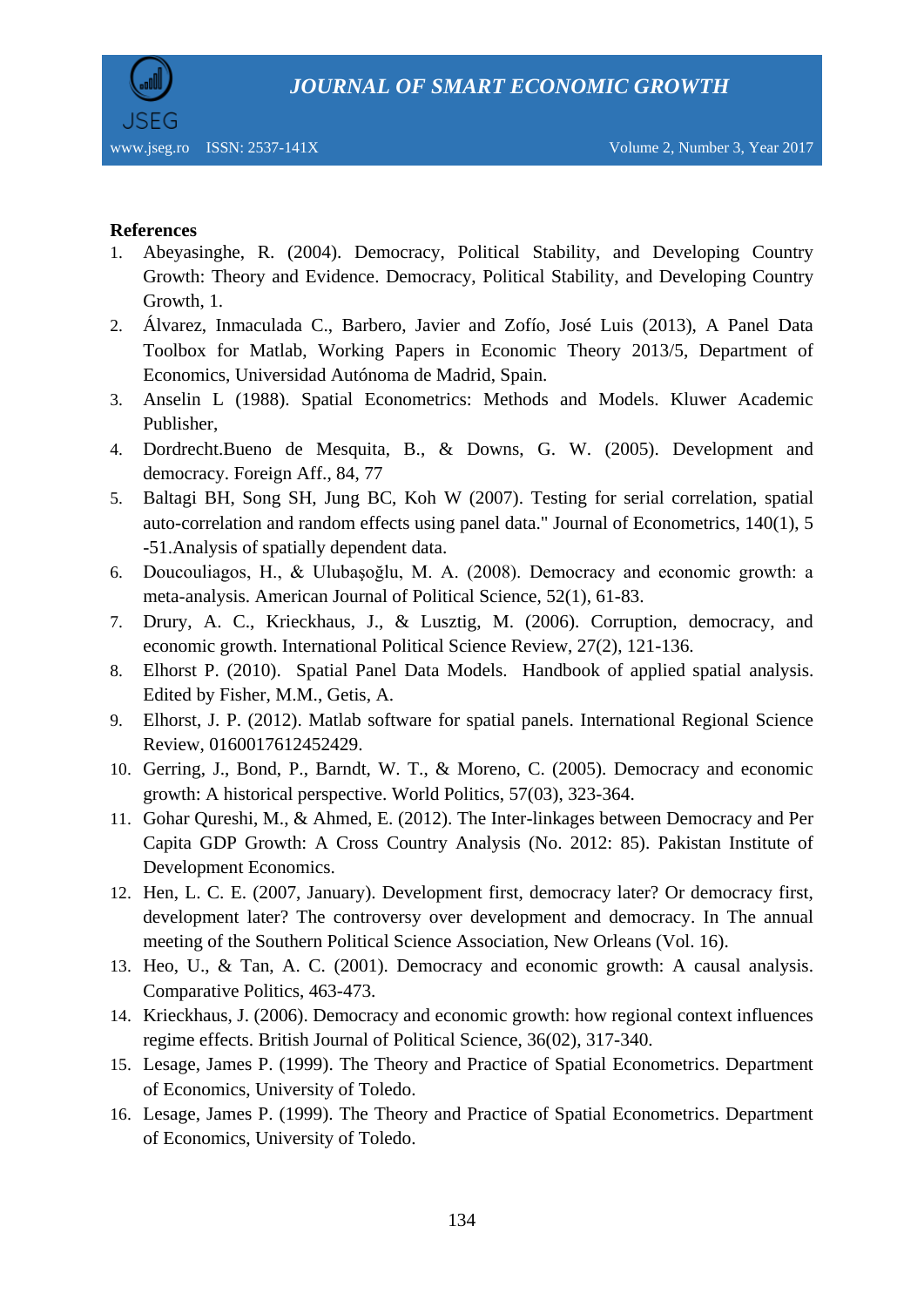**References**

1. Abeyasinghe, R. (2004). Democracy, Political Stability, and Developing Country Growth: Theory and Evidence. Democracy, Political Stability, and Developing Country Growth, 1.
2. Álvarez, Inmaculada C., Barbero, Javier and Zofío, José Luis (2013), A Panel Data Toolbox for Matlab, Working Papers in Economic Theory 2013/5, Department of Economics, Universidad Autónoma de Madrid, Spain.
3. Anselin L (1988). Spatial Econometrics: Methods and Models. Kluwer Academic Publisher,
4. Dordrecht.Bueno de Mesquita, B., & Downs, G. W. (2005). Development and democracy. Foreign Aff., 84, 77
5. Baltagi BH, Song SH, Jung BC, Koh W (2007). Testing for serial correlation, spatial auto-correlation and random effects using panel data." Journal of Econometrics, 140(1), 5 -51.Analysis of spatially dependent data.
6. Doucouliagos, H., & Ulubaşoğlu, M. A. (2008). Democracy and economic growth: a meta-analysis. American Journal of Political Science, 52(1), 61-83.
7. Drury, A. C., Krieckhaus, J., & Lusztig, M. (2006). Corruption, democracy, and economic growth. International Political Science Review, 27(2), 121-136.
8. Elhorst P. (2010). Spatial Panel Data Models. Handbook of applied spatial analysis. Edited by Fisher, M.M., Getis, A.
9. Elhorst, J. P. (2012). Matlab software for spatial panels. International Regional Science Review, 0160017612452429.
10. Gerring, J., Bond, P., Barndt, W. T., & Moreno, C. (2005). Democracy and economic growth: A historical perspective. World Politics, 57(03), 323-364.
11. Gohar Qureshi, M., & Ahmed, E. (2012). The Inter-linkages between Democracy and Per Capita GDP Growth: A Cross Country Analysis (No. 2012: 85). Pakistan Institute of Development Economics.
12. Hen, L. C. E. (2007, January). Development first, democracy later? Or democracy first, development later? The controversy over development and democracy. In The annual meeting of the Southern Political Science Association, New Orleans (Vol. 16).
13. Heo, U., & Tan, A. C. (2001). Democracy and economic growth: A causal analysis. Comparative Politics, 463-473.
14. Krieckhaus, J. (2006). Democracy and economic growth: how regional context influences regime effects. British Journal of Political Science, 36(02), 317-340.
15. Lesage, James P. (1999). The Theory and Practice of Spatial Econometrics. Department of Economics, University of Toledo.
16. Lesage, James P. (1999). The Theory and Practice of Spatial Econometrics. Department of Economics, University of Toledo.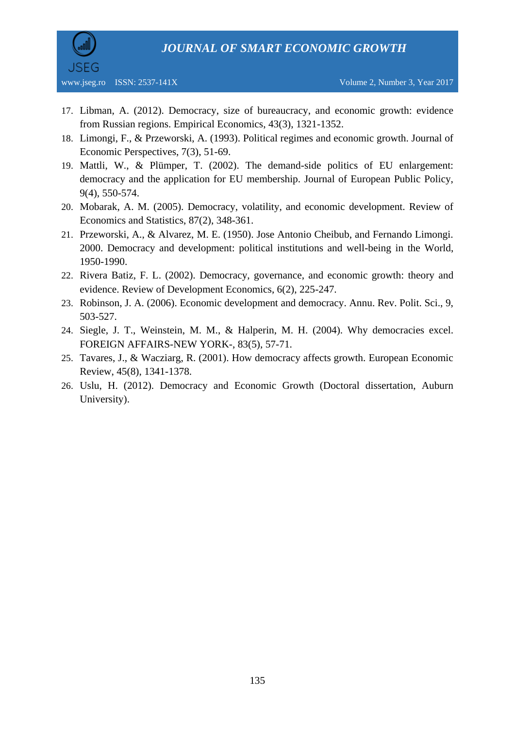17. Libman, A. (2012). Democracy, size of bureaucracy, and economic growth: evidence from Russian regions. Empirical Economics, 43(3), 1321-1352.
18. Limongi, F., & Przeworski, A. (1993). Political regimes and economic growth. Journal of Economic Perspectives, 7(3), 51-69.
19. Mattli, W., & Plümper, T. (2002). The demand-side politics of EU enlargement: democracy and the application for EU membership. Journal of European Public Policy, 9(4), 550-574.
20. Mobarak, A. M. (2005). Democracy, volatility, and economic development. Review of Economics and Statistics, 87(2), 348-361.
21. Przeworski, A., & Alvarez, M. E. (1950). Jose Antonio Cheibub, and Fernando Limongi. 2000. Democracy and development: political institutions and well-being in the World, 1950-1990.
22. Rivera Batiz, F. L. (2002). Democracy, governance, and economic growth: theory and evidence. Review of Development Economics, 6(2), 225-247.
23. Robinson, J. A. (2006). Economic development and democracy. Annu. Rev. Polit. Sci., 9, 503-527.
24. Siegle, J. T., Weinstein, M. M., & Halperin, M. H. (2004). Why democracies excel. FOREIGN AFFAIRS-NEW YORK-, 83(5), 57-71.
25. Tavares, J., & Wacziarg, R. (2001). How democracy affects growth. European Economic Review, 45(8), 1341-1378.
26. Uslu, H. (2012). Democracy and Economic Growth (Doctoral dissertation, Auburn University).